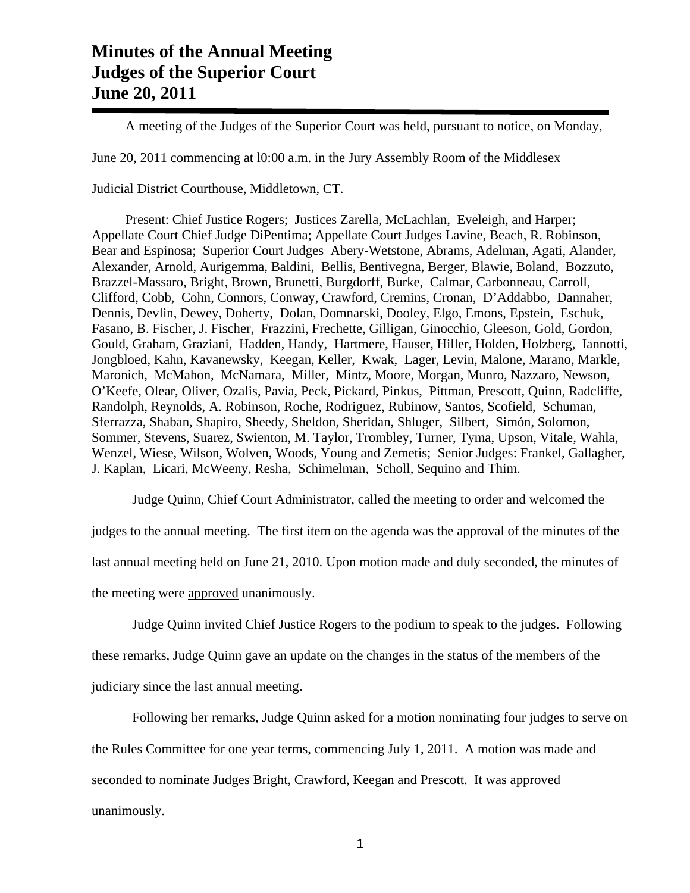# Minutes of the Annual Meeting
# Judges of the Superior Court
# June 20, 2011

A meeting of the Judges of the Superior Court was held, pursuant to notice, on Monday, June 20, 2011 commencing at l0:00 a.m. in the Jury Assembly Room of the Middlesex Judicial District Courthouse, Middletown, CT.

Present: Chief Justice Rogers; Justices Zarella, McLachlan, Eveleigh, and Harper; Appellate Court Chief Judge DiPentima; Appellate Court Judges Lavine, Beach, R. Robinson, Bear and Espinosa; Superior Court Judges Abery-Wetstone, Abrams, Adelman, Agati, Alander, Alexander, Arnold, Aurigemma, Baldini, Bellis, Bentivegna, Berger, Blawie, Boland, Bozzuto, Brazzel-Massaro, Bright, Brown, Brunetti, Burgdorff, Burke, Calmar, Carbonneau, Carroll, Clifford, Cobb, Cohn, Connors, Conway, Crawford, Cremins, Cronan, D'Addabbo, Dannaher, Dennis, Devlin, Dewey, Doherty, Dolan, Domnarski, Dooley, Elgo, Emons, Epstein, Eschuk, Fasano, B. Fischer, J. Fischer, Frazzini, Frechette, Gilligan, Ginocchio, Gleeson, Gold, Gordon, Gould, Graham, Graziani, Hadden, Handy, Hartmere, Hauser, Hiller, Holden, Holzberg, Iannotti, Jongbloed, Kahn, Kavanewsky, Keegan, Keller, Kwak, Lager, Levin, Malone, Marano, Markle, Maronich, McMahon, McNamara, Miller, Mintz, Moore, Morgan, Munro, Nazzaro, Newson, O'Keefe, Olear, Oliver, Ozalis, Pavia, Peck, Pickard, Pinkus, Pittman, Prescott, Quinn, Radcliffe, Randolph, Reynolds, A. Robinson, Roche, Rodriguez, Rubinow, Santos, Scofield, Schuman, Sferrazza, Shaban, Shapiro, Sheedy, Sheldon, Sheridan, Shluger, Silbert, Simón, Solomon, Sommer, Stevens, Suarez, Swienton, M. Taylor, Trombley, Turner, Tyma, Upson, Vitale, Wahla, Wenzel, Wiese, Wilson, Wolven, Woods, Young and Zemetis; Senior Judges: Frankel, Gallagher, J. Kaplan, Licari, McWeeny, Resha, Schimelman, Scholl, Sequino and Thim.

Judge Quinn, Chief Court Administrator, called the meeting to order and welcomed the judges to the annual meeting. The first item on the agenda was the approval of the minutes of the last annual meeting held on June 21, 2010. Upon motion made and duly seconded, the minutes of the meeting were approved unanimously.

Judge Quinn invited Chief Justice Rogers to the podium to speak to the judges. Following these remarks, Judge Quinn gave an update on the changes in the status of the members of the judiciary since the last annual meeting.

Following her remarks, Judge Quinn asked for a motion nominating four judges to serve on the Rules Committee for one year terms, commencing July 1, 2011. A motion was made and seconded to nominate Judges Bright, Crawford, Keegan and Prescott. It was approved unanimously.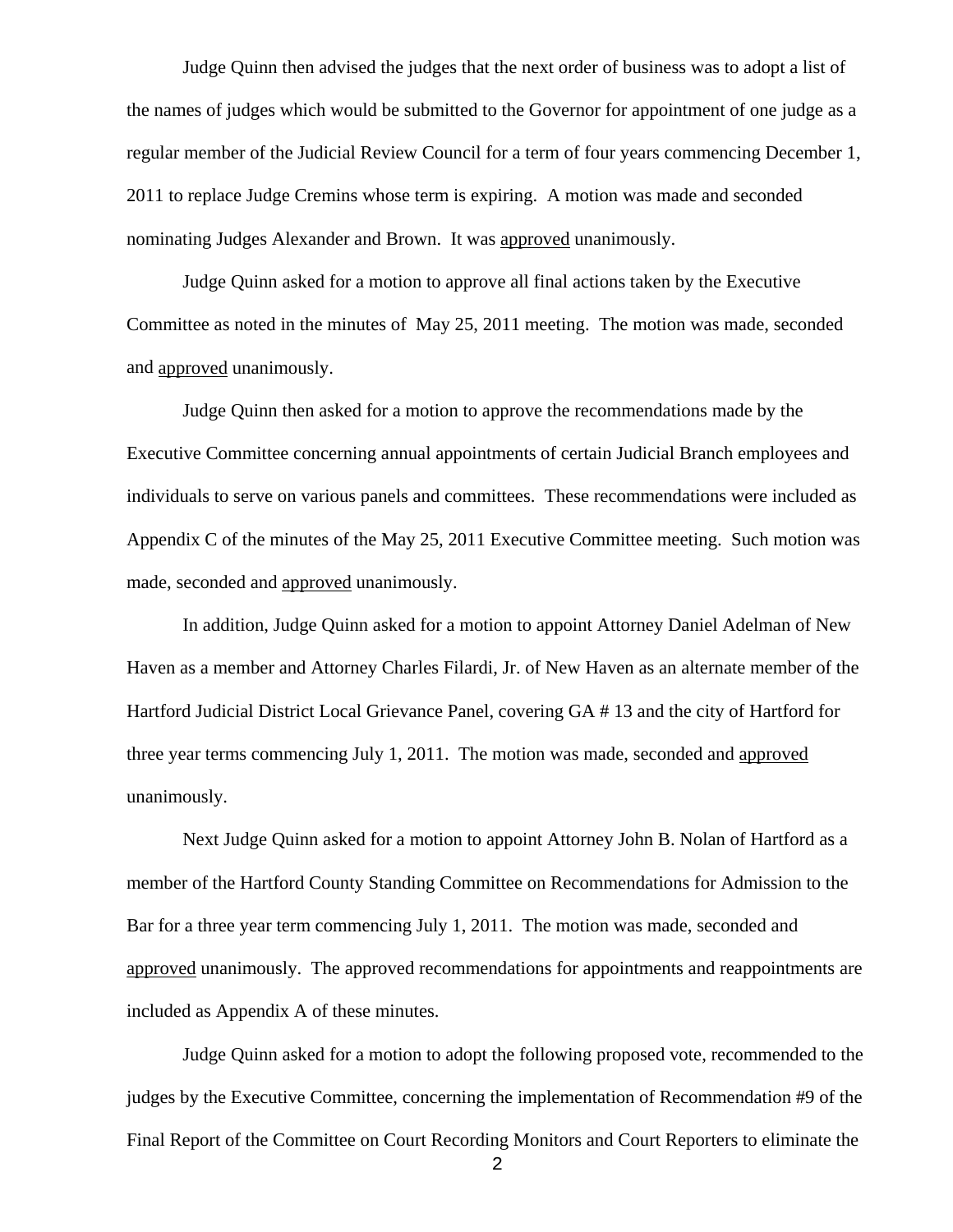Judge Quinn then advised the judges that the next order of business was to adopt a list of the names of judges which would be submitted to the Governor for appointment of one judge as a regular member of the Judicial Review Council for a term of four years commencing December 1, 2011 to replace Judge Cremins whose term is expiring. A motion was made and seconded nominating Judges Alexander and Brown. It was <u>approved</u> unanimously.

Judge Quinn asked for a motion to approve all final actions taken by the Executive Committee as noted in the minutes of May 25, 2011 meeting. The motion was made, seconded and <u>approved</u> unanimously.

Judge Quinn then asked for a motion to approve the recommendations made by the Executive Committee concerning annual appointments of certain Judicial Branch employees and individuals to serve on various panels and committees. These recommendations were included as Appendix C of the minutes of the May 25, 2011 Executive Committee meeting. Such motion was made, seconded and <u>approved</u> unanimously.

In addition, Judge Quinn asked for a motion to appoint Attorney Daniel Adelman of New Haven as a member and Attorney Charles Filardi, Jr. of New Haven as an alternate member of the Hartford Judicial District Local Grievance Panel, covering GA # 13 and the city of Hartford for three year terms commencing July 1, 2011. The motion was made, seconded and <u>approved</u> unanimously.

Next Judge Quinn asked for a motion to appoint Attorney John B. Nolan of Hartford as a member of the Hartford County Standing Committee on Recommendations for Admission to the Bar for a three year term commencing July 1, 2011. The motion was made, seconded and <u>approved</u> unanimously. The approved recommendations for appointments and reappointments are included as Appendix A of these minutes.

Judge Quinn asked for a motion to adopt the following proposed vote, recommended to the judges by the Executive Committee, concerning the implementation of Recommendation #9 of the Final Report of the Committee on Court Recording Monitors and Court Reporters to eliminate the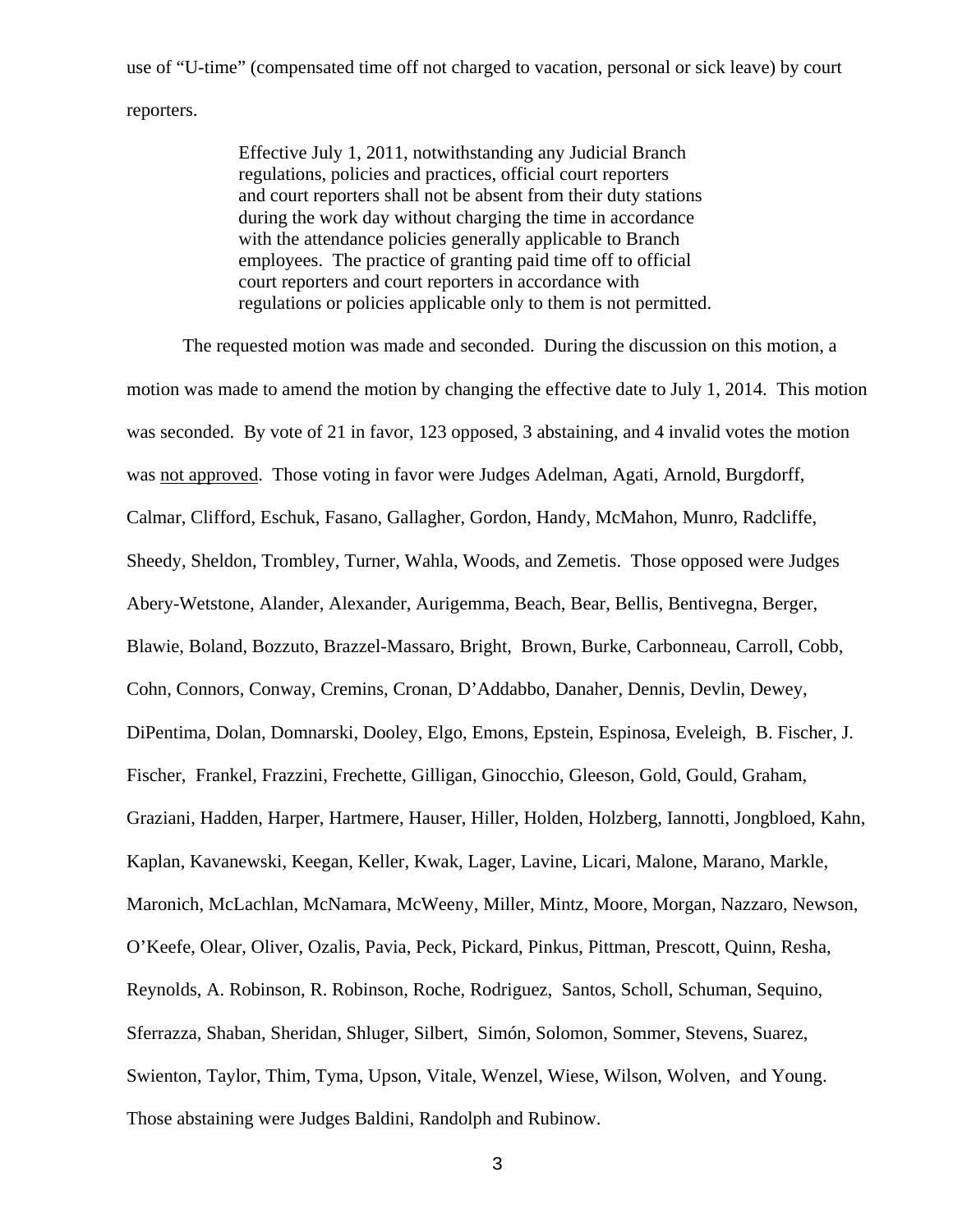use of "U-time" (compensated time off not charged to vacation, personal or sick leave) by court reporters.

> Effective July 1, 2011, notwithstanding any Judicial Branch regulations, policies and practices, official court reporters and court reporters shall not be absent from their duty stations during the work day without charging the time in accordance with the attendance policies generally applicable to Branch employees. The practice of granting paid time off to official court reporters and court reporters in accordance with regulations or policies applicable only to them is not permitted.

The requested motion was made and seconded. During the discussion on this motion, a motion was made to amend the motion by changing the effective date to July 1, 2014. This motion was seconded. By vote of 21 in favor, 123 opposed, 3 abstaining, and 4 invalid votes the motion was <u>not approved</u>. Those voting in favor were Judges Adelman, Agati, Arnold, Burgdorff, Calmar, Clifford, Eschuk, Fasano, Gallagher, Gordon, Handy, McMahon, Munro, Radcliffe, Sheedy, Sheldon, Trombley, Turner, Wahla, Woods, and Zemetis. Those opposed were Judges Abery-Wetstone, Alander, Alexander, Aurigemma, Beach, Bear, Bellis, Bentivegna, Berger, Blawie, Boland, Bozzuto, Brazzel-Massaro, Bright, Brown, Burke, Carbonneau, Carroll, Cobb, Cohn, Connors, Conway, Cremins, Cronan, D'Addabbo, Danaher, Dennis, Devlin, Dewey, DiPentima, Dolan, Domnarski, Dooley, Elgo, Emons, Epstein, Espinosa, Eveleigh, B. Fischer, J. Fischer, Frankel, Frazzini, Frechette, Gilligan, Ginocchio, Gleeson, Gold, Gould, Graham, Graziani, Hadden, Harper, Hartmere, Hauser, Hiller, Holden, Holzberg, Iannotti, Jongbloed, Kahn, Kaplan, Kavanewski, Keegan, Keller, Kwak, Lager, Lavine, Licari, Malone, Marano, Markle, Maronich, McLachlan, McNamara, McWeeny, Miller, Mintz, Moore, Morgan, Nazzaro, Newson, O'Keefe, Olear, Oliver, Ozalis, Pavia, Peck, Pickard, Pinkus, Pittman, Prescott, Quinn, Resha, Reynolds, A. Robinson, R. Robinson, Roche, Rodriguez, Santos, Scholl, Schuman, Sequino, Sferrazza, Shaban, Sheridan, Shluger, Silbert, Simón, Solomon, Sommer, Stevens, Suarez, Swienton, Taylor, Thim, Tyma, Upson, Vitale, Wenzel, Wiese, Wilson, Wolven, and Young. Those abstaining were Judges Baldini, Randolph and Rubinow.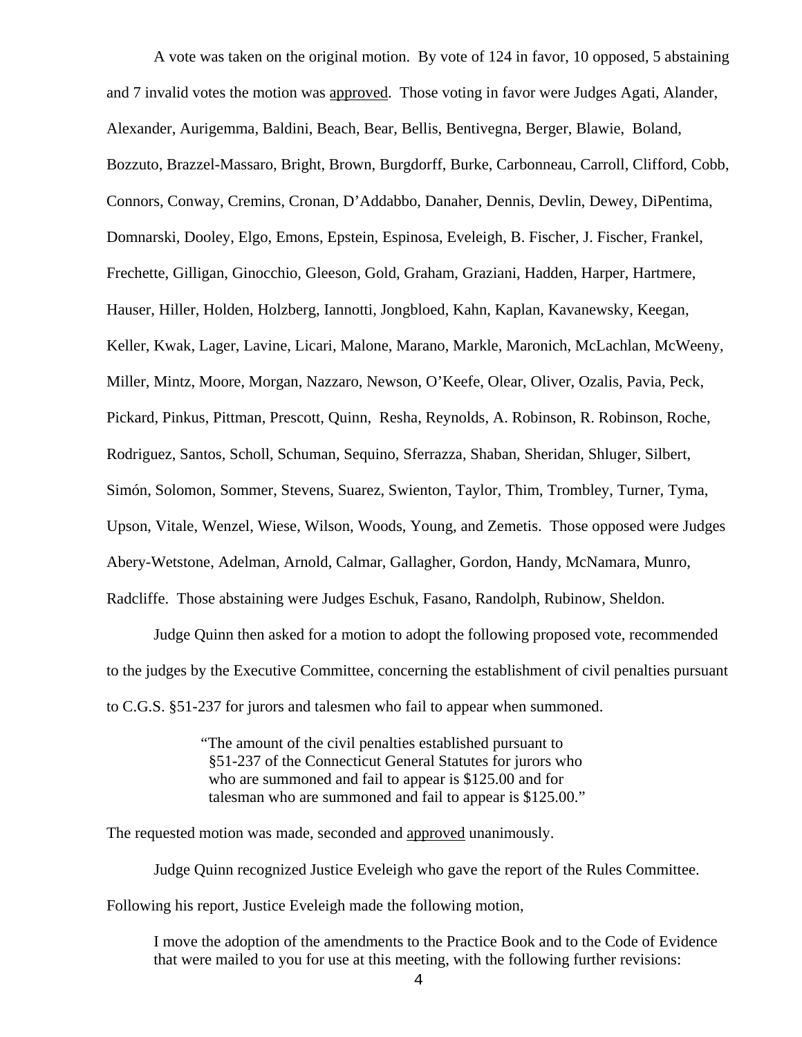A vote was taken on the original motion. By vote of 124 in favor, 10 opposed, 5 abstaining and 7 invalid votes the motion was <u>approved</u>. Those voting in favor were Judges Agati, Alander, Alexander, Aurigemma, Baldini, Beach, Bear, Bellis, Bentivegna, Berger, Blawie, Boland, Bozzuto, Brazzel-Massaro, Bright, Brown, Burgdorff, Burke, Carbonneau, Carroll, Clifford, Cobb, Connors, Conway, Cremins, Cronan, D'Addabbo, Danaher, Dennis, Devlin, Dewey, DiPentima, Domnarski, Dooley, Elgo, Emons, Epstein, Espinosa, Eveleigh, B. Fischer, J. Fischer, Frankel, Frechette, Gilligan, Ginocchio, Gleeson, Gold, Graham, Graziani, Hadden, Harper, Hartmere, Hauser, Hiller, Holden, Holzberg, Iannotti, Jongbloed, Kahn, Kaplan, Kavanewsky, Keegan, Keller, Kwak, Lager, Lavine, Licari, Malone, Marano, Markle, Maronich, McLachlan, McWeeny, Miller, Mintz, Moore, Morgan, Nazzaro, Newson, O'Keefe, Olear, Oliver, Ozalis, Pavia, Peck, Pickard, Pinkus, Pittman, Prescott, Quinn, Resha, Reynolds, A. Robinson, R. Robinson, Roche, Rodriguez, Santos, Scholl, Schuman, Sequino, Sferrazza, Shaban, Sheridan, Shluger, Silbert, Simón, Solomon, Sommer, Stevens, Suarez, Swienton, Taylor, Thim, Trombley, Turner, Tyma, Upson, Vitale, Wenzel, Wiese, Wilson, Woods, Young, and Zemetis. Those opposed were Judges Abery-Wetstone, Adelman, Arnold, Calmar, Gallagher, Gordon, Handy, McNamara, Munro, Radcliffe. Those abstaining were Judges Eschuk, Fasano, Randolph, Rubinow, Sheldon.

Judge Quinn then asked for a motion to adopt the following proposed vote, recommended to the judges by the Executive Committee, concerning the establishment of civil penalties pursuant to C.G.S. §51-237 for jurors and talesmen who fail to appear when summoned.

> "The amount of the civil penalties established pursuant to §51-237 of the Connecticut General Statutes for jurors who who are summoned and fail to appear is $125.00 and for talesman who are summoned and fail to appear is $125.00."

The requested motion was made, seconded and <u>approved</u> unanimously.

Judge Quinn recognized Justice Eveleigh who gave the report of the Rules Committee. Following his report, Justice Eveleigh made the following motion,

> I move the adoption of the amendments to the Practice Book and to the Code of Evidence that were mailed to you for use at this meeting, with the following further revisions: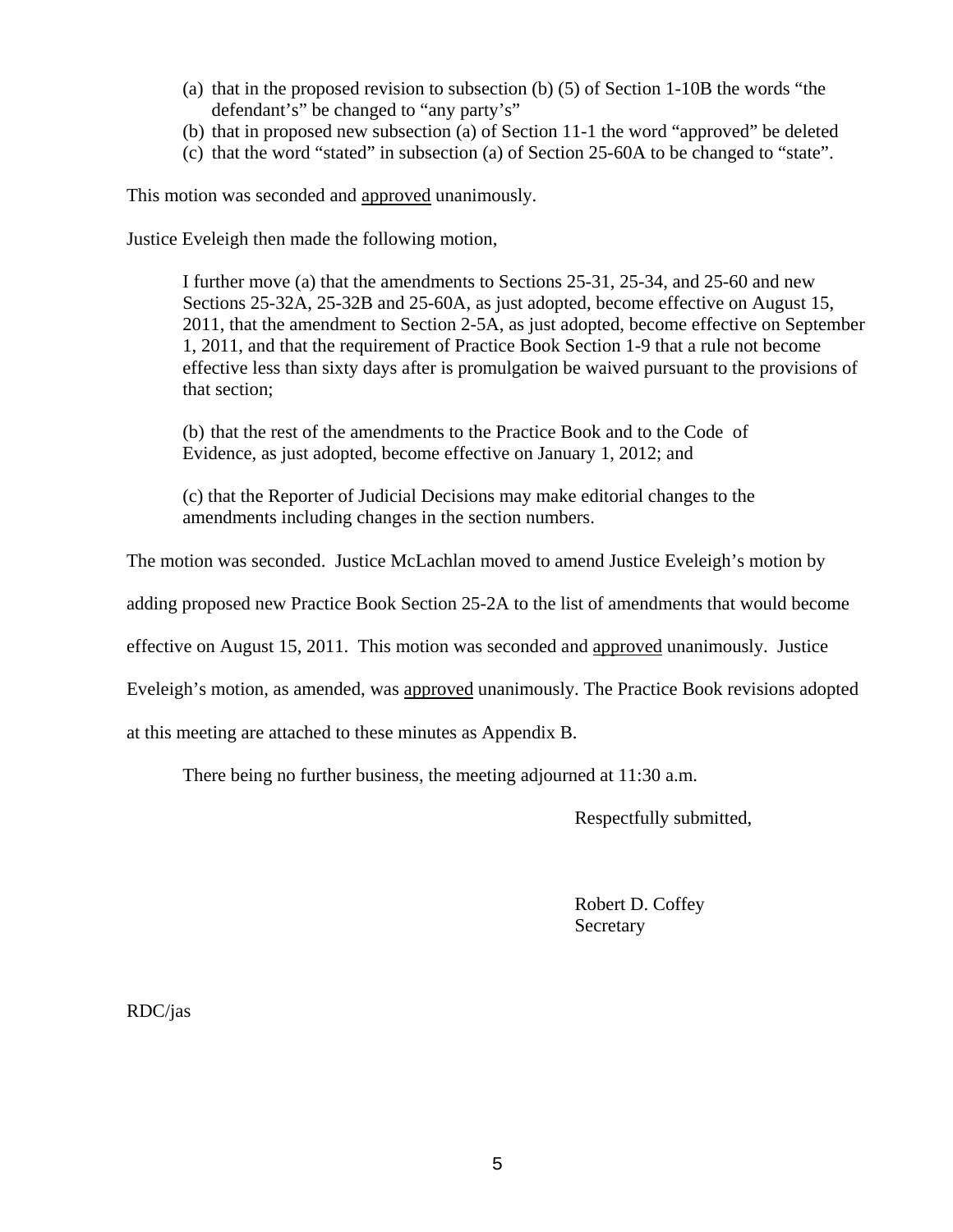(a) that in the proposed revision to subsection (b) (5) of Section 1-10B the words "the defendant's" be changed to "any party's"
(b) that in proposed new subsection (a) of Section 11-1 the word "approved" be deleted
(c) that the word "stated" in subsection (a) of Section 25-60A to be changed to "state".

This motion was seconded and approved unanimously.

Justice Eveleigh then made the following motion,

> I further move (a) that the amendments to Sections 25-31, 25-34, and 25-60 and new Sections 25-32A, 25-32B and 25-60A, as just adopted, become effective on August 15, 2011, that the amendment to Section 2-5A, as just adopted, become effective on September 1, 2011, and that the requirement of Practice Book Section 1-9 that a rule not become effective less than sixty days after is promulgation be waived pursuant to the provisions of that section;
>
> (b) that the rest of the amendments to the Practice Book and to the Code of Evidence, as just adopted, become effective on January 1, 2012; and
>
> (c) that the Reporter of Judicial Decisions may make editorial changes to the amendments including changes in the section numbers.

The motion was seconded. Justice McLachlan moved to amend Justice Eveleigh's motion by adding proposed new Practice Book Section 25-2A to the list of amendments that would become effective on August 15, 2011. This motion was seconded and approved unanimously. Justice Eveleigh's motion, as amended, was approved unanimously. The Practice Book revisions adopted at this meeting are attached to these minutes as Appendix B.

There being no further business, the meeting adjourned at 11:30 a.m.

Respectfully submitted,

Robert D. Coffey
Secretary

RDC/jas